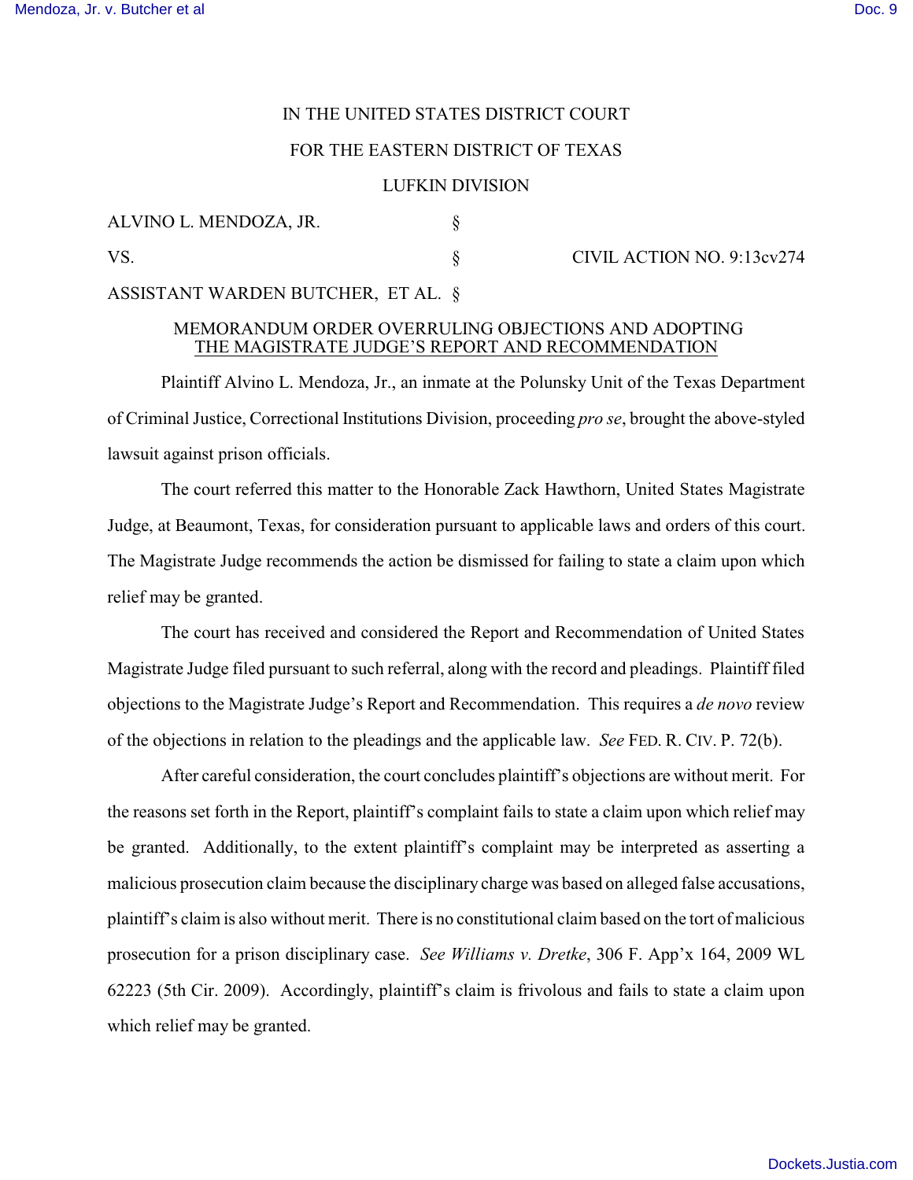IN THE UNITED STATES DISTRICT COURT

FOR THE EASTERN DISTRICT OF TEXAS

LUFKIN DIVISION

ALVINO L. MENDOZA, JR. §

VS. § CIVIL ACTION NO. 9:13cv274

ASSISTANT WARDEN BUTCHER, ET AL. §

## MEMORANDUM ORDER OVERRULING OBJECTIONS AND ADOPTING THE MAGISTRATE JUDGE'S REPORT AND RECOMMENDATION

Plaintiff Alvino L. Mendoza, Jr., an inmate at the Polunsky Unit of the Texas Department of Criminal Justice, Correctional Institutions Division, proceeding *pro se*, brought the above-styled lawsuit against prison officials.

The court referred this matter to the Honorable Zack Hawthorn, United States Magistrate Judge, at Beaumont, Texas, for consideration pursuant to applicable laws and orders of this court. The Magistrate Judge recommends the action be dismissed for failing to state a claim upon which relief may be granted.

The court has received and considered the Report and Recommendation of United States Magistrate Judge filed pursuant to such referral, along with the record and pleadings. Plaintiff filed objections to the Magistrate Judge's Report and Recommendation. This requires a *de novo* review of the objections in relation to the pleadings and the applicable law. *See* FED. R. CIV. P. 72(b).

After careful consideration, the court concludes plaintiff's objections are without merit. For the reasons set forth in the Report, plaintiff's complaint fails to state a claim upon which relief may be granted. Additionally, to the extent plaintiff's complaint may be interpreted as asserting a malicious prosecution claim because the disciplinary charge was based on alleged false accusations, plaintiff's claim is also without merit. There is no constitutional claim based on the tort of malicious prosecution for a prison disciplinary case. *See Williams v. Dretke*, 306 F. App'x 164, 2009 WL 62223 (5th Cir. 2009). Accordingly, plaintiff's claim is frivolous and fails to state a claim upon which relief may be granted.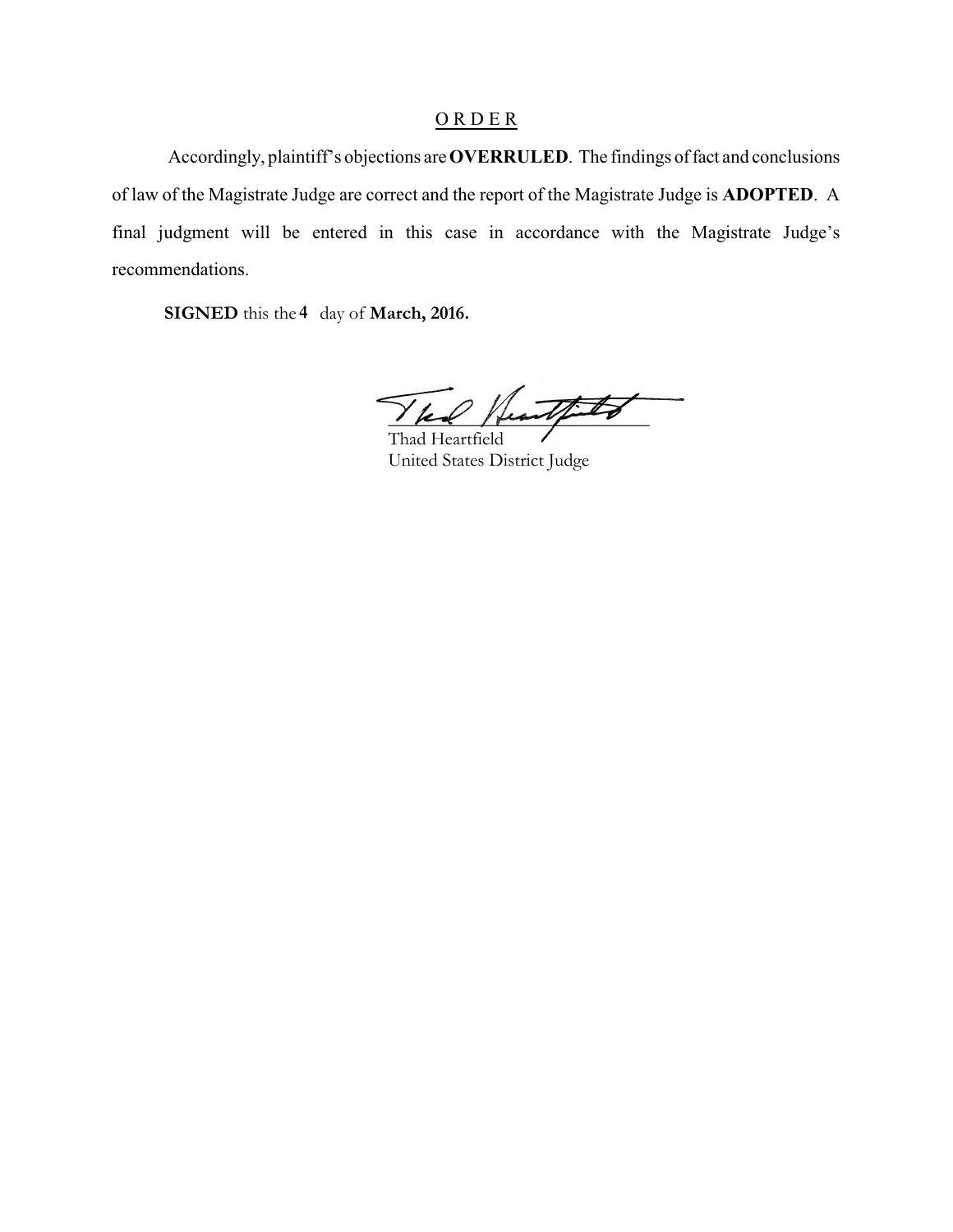## O R D E R

Accordingly, plaintiff's objections are **OVERRULED**. The findings of fact and conclusions of law of the Magistrate Judge are correct and the report of the Magistrate Judge is **ADOPTED**. A final judgment will be entered in this case in accordance with the Magistrate Judge's recommendations.

**SIGNED** this the **4** day of **March, 2016.**

Thad Heartfield
United States District Judge